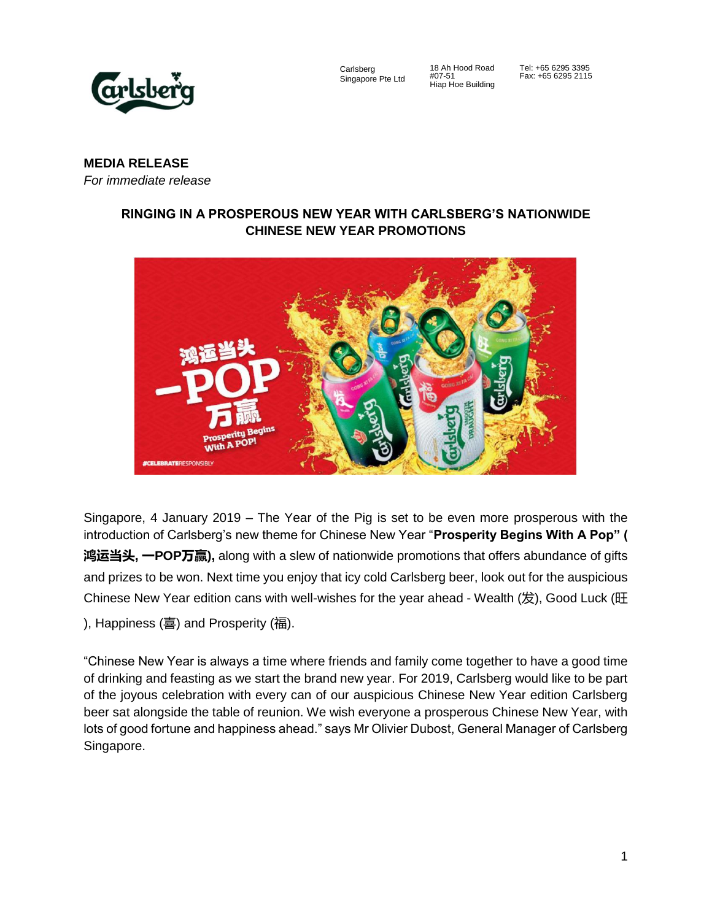Carlsberg Singapore Pte Ltd
18 Ah Hood Road #07-51 Hiap Hoe Building
Tel: +65 6295 3395 Fax: +65 6295 2115

**MEDIA RELEASE**
*For immediate release*

## RINGING IN A PROSPEROUS NEW YEAR WITH CARLSBERG'S NATIONWIDE CHINESE NEW YEAR PROMOTIONS

Singapore, 4 January 2019 – The Year of the Pig is set to be even more prosperous with the introduction of Carlsberg's new theme for Chinese New Year "**Prosperity Begins With A Pop" (鸿运当头, 一POP万赢),** along with a slew of nationwide promotions that offers abundance of gifts and prizes to be won. Next time you enjoy that icy cold Carlsberg beer, look out for the auspicious Chinese New Year edition cans with well-wishes for the year ahead - Wealth (发), Good Luck (旺), Happiness (喜) and Prosperity (福).

"Chinese New Year is always a time where friends and family come together to have a good time of drinking and feasting as we start the brand new year. For 2019, Carlsberg would like to be part of the joyous celebration with every can of our auspicious Chinese New Year edition Carlsberg beer sat alongside the table of reunion. We wish everyone a prosperous Chinese New Year, with lots of good fortune and happiness ahead." says Mr Olivier Dubost, General Manager of Carlsberg Singapore.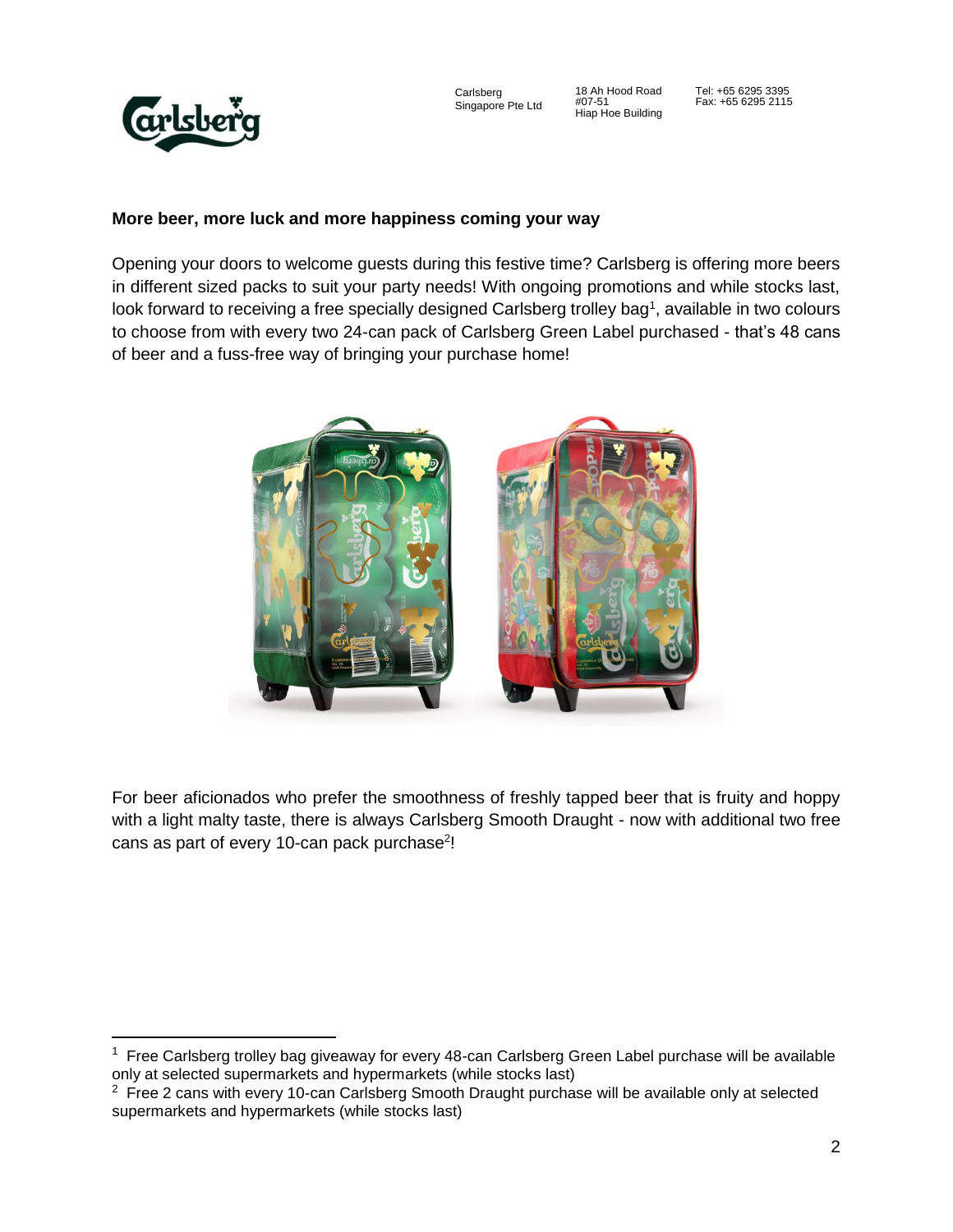Carlsberg Singapore Pte Ltd
18 Ah Hood Road #07-51 Hiap Hoe Building
Tel: +65 6295 3395
Fax: +65 6295 2115

**More beer, more luck and more happiness coming your way**

Opening your doors to welcome guests during this festive time? Carlsberg is offering more beers in different sized packs to suit your party needs! With ongoing promotions and while stocks last, look forward to receiving a free specially designed Carlsberg trolley bag[1], available in two colours to choose from with every two 24-can pack of Carlsberg Green Label purchased - that's 48 cans of beer and a fuss-free way of bringing your purchase home!

For beer aficionados who prefer the smoothness of freshly tapped beer that is fruity and hoppy with a light malty taste, there is always Carlsberg Smooth Draught - now with additional two free cans as part of every 10-can pack purchase[2]!

---

[1] Free Carlsberg trolley bag giveaway for every 48-can Carlsberg Green Label purchase will be available only at selected supermarkets and hypermarkets (while stocks last)

[2] Free 2 cans with every 10-can Carlsberg Smooth Draught purchase will be available only at selected supermarkets and hypermarkets (while stocks last)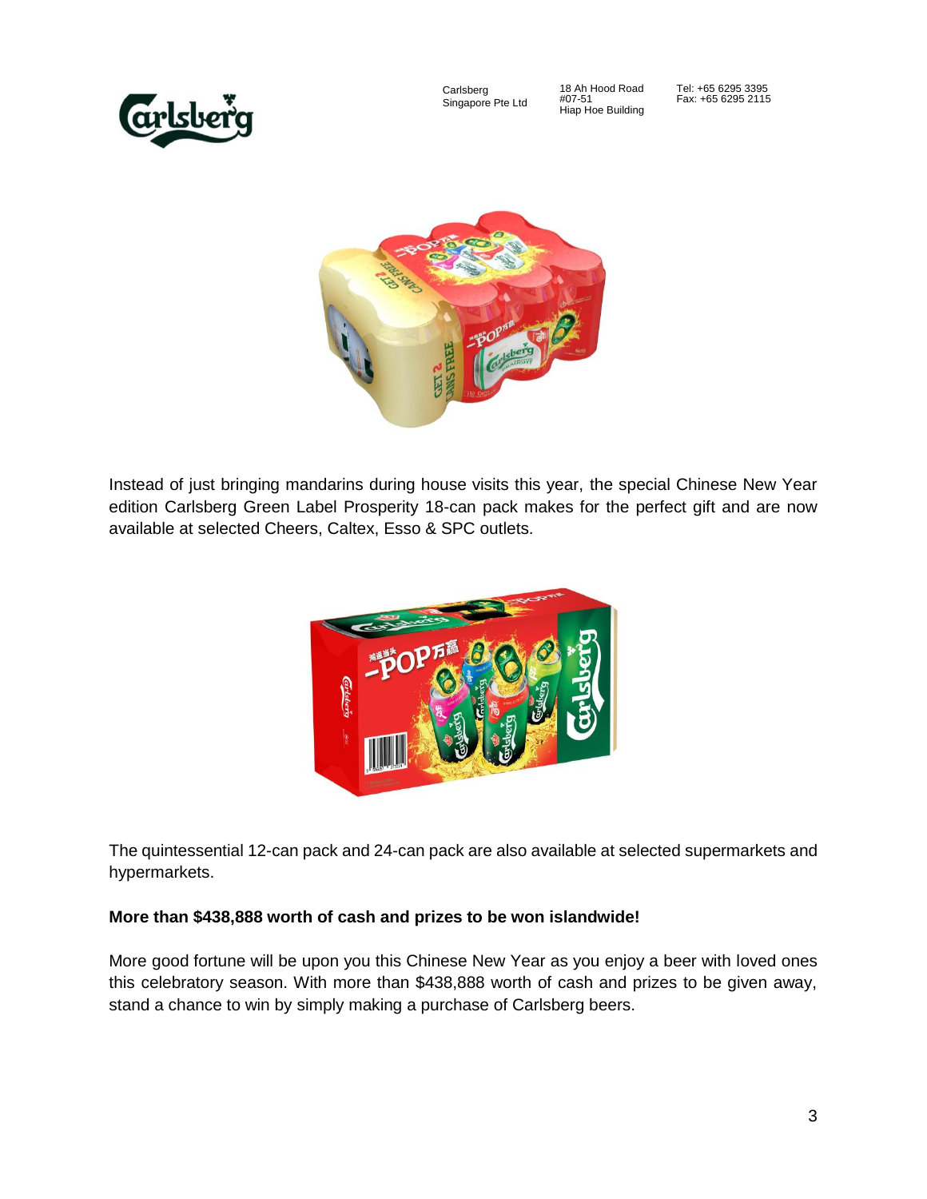Instead of just bringing mandarins during house visits this year, the special Chinese New Year edition Carlsberg Green Label Prosperity 18-can pack makes for the perfect gift and are now available at selected Cheers, Caltex, Esso & SPC outlets.

The quintessential 12-can pack and 24-can pack are also available at selected supermarkets and hypermarkets.

**More than $438,888 worth of cash and prizes to be won islandwide!**

More good fortune will be upon you this Chinese New Year as you enjoy a beer with loved ones this celebratory season. With more than $438,888 worth of cash and prizes to be given away, stand a chance to win by simply making a purchase of Carlsberg beers.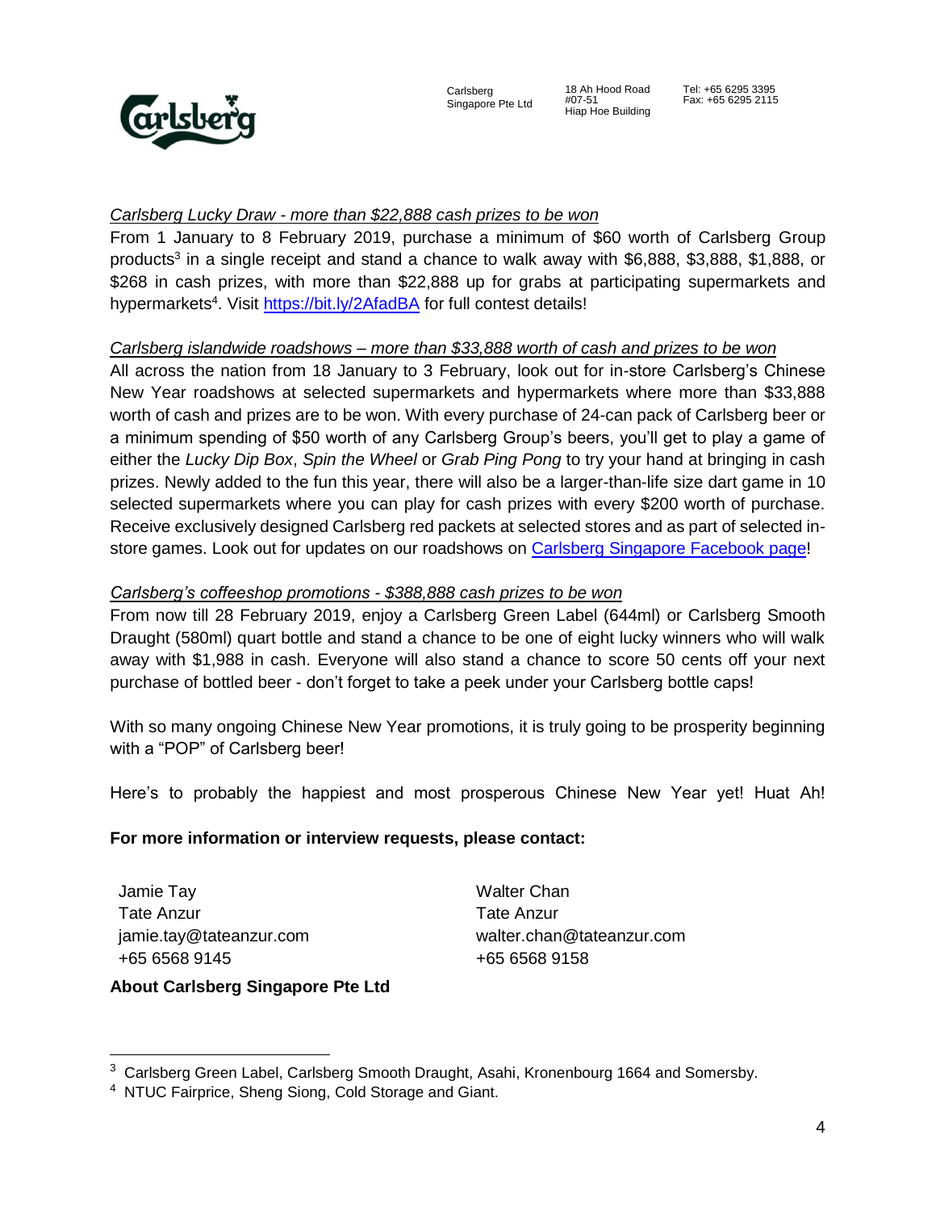*Carlsberg Lucky Draw - more than $22,888 cash prizes to be won*

From 1 January to 8 February 2019, purchase a minimum of $60 worth of Carlsberg Group products[3] in a single receipt and stand a chance to walk away with $6,888, $3,888, $1,888, or $268 in cash prizes, with more than $22,888 up for grabs at participating supermarkets and hypermarkets[4]. Visit [https://bit.ly/2AfadBA](https://bit.ly/2AfadBA) for full contest details!

*Carlsberg islandwide roadshows – more than $33,888 worth of cash and prizes to be won*

All across the nation from 18 January to 3 February, look out for in-store Carlsberg's Chinese New Year roadshows at selected supermarkets and hypermarkets where more than $33,888 worth of cash and prizes are to be won. With every purchase of 24-can pack of Carlsberg beer or a minimum spending of $50 worth of any Carlsberg Group's beers, you'll get to play a game of either the *Lucky Dip Box*, *Spin the Wheel* or *Grab Ping Pong* to try your hand at bringing in cash prizes. Newly added to the fun this year, there will also be a larger-than-life size dart game in 10 selected supermarkets where you can play for cash prizes with every $200 worth of purchase. Receive exclusively designed Carlsberg red packets at selected stores and as part of selected in-store games. Look out for updates on our roadshows on Carlsberg Singapore Facebook page!

*Carlsberg's coffeeshop promotions - $388,888 cash prizes to be won*

From now till 28 February 2019, enjoy a Carlsberg Green Label (644ml) or Carlsberg Smooth Draught (580ml) quart bottle and stand a chance to be one of eight lucky winners who will walk away with $1,988 in cash. Everyone will also stand a chance to score 50 cents off your next purchase of bottled beer - don't forget to take a peek under your Carlsberg bottle caps!

With so many ongoing Chinese New Year promotions, it is truly going to be prosperity beginning with a "POP" of Carlsberg beer!

Here's to probably the happiest and most prosperous Chinese New Year yet! Huat Ah!

**For more information or interview requests, please contact:**

Jamie Tay
Tate Anzur
jamie.tay@tateanzur.com
+65 6568 9145

Walter Chan
Tate Anzur
walter.chan@tateanzur.com
+65 6568 9158

**About Carlsberg Singapore Pte Ltd**

---

[3] Carlsberg Green Label, Carlsberg Smooth Draught, Asahi, Kronenbourg 1664 and Somersby.

[4] NTUC Fairprice, Sheng Siong, Cold Storage and Giant.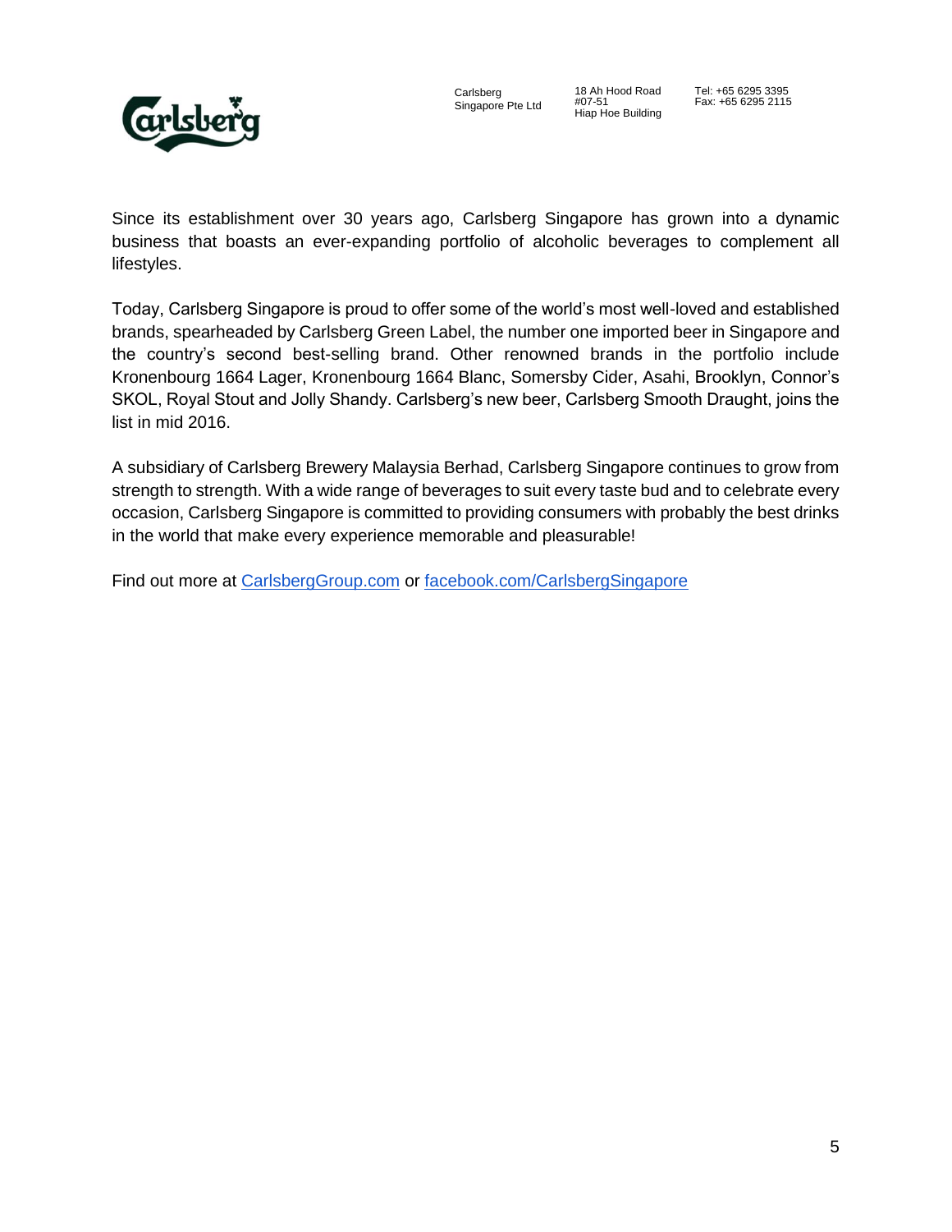Carlsberg Singapore Pte Ltd

18 Ah Hood Road
#07-51
Hiap Hoe Building

Tel: +65 6295 3395
Fax: +65 6295 2115

Since its establishment over 30 years ago, Carlsberg Singapore has grown into a dynamic business that boasts an ever-expanding portfolio of alcoholic beverages to complement all lifestyles.

Today, Carlsberg Singapore is proud to offer some of the world's most well-loved and established brands, spearheaded by Carlsberg Green Label, the number one imported beer in Singapore and the country's second best-selling brand. Other renowned brands in the portfolio include Kronenbourg 1664 Lager, Kronenbourg 1664 Blanc, Somersby Cider, Asahi, Brooklyn, Connor's SKOL, Royal Stout and Jolly Shandy. Carlsberg's new beer, Carlsberg Smooth Draught, joins the list in mid 2016.

A subsidiary of Carlsberg Brewery Malaysia Berhad, Carlsberg Singapore continues to grow from strength to strength. With a wide range of beverages to suit every taste bud and to celebrate every occasion, Carlsberg Singapore is committed to providing consumers with probably the best drinks in the world that make every experience memorable and pleasurable!

Find out more at CarlsbergGroup.com or facebook.com/CarlsbergSingapore